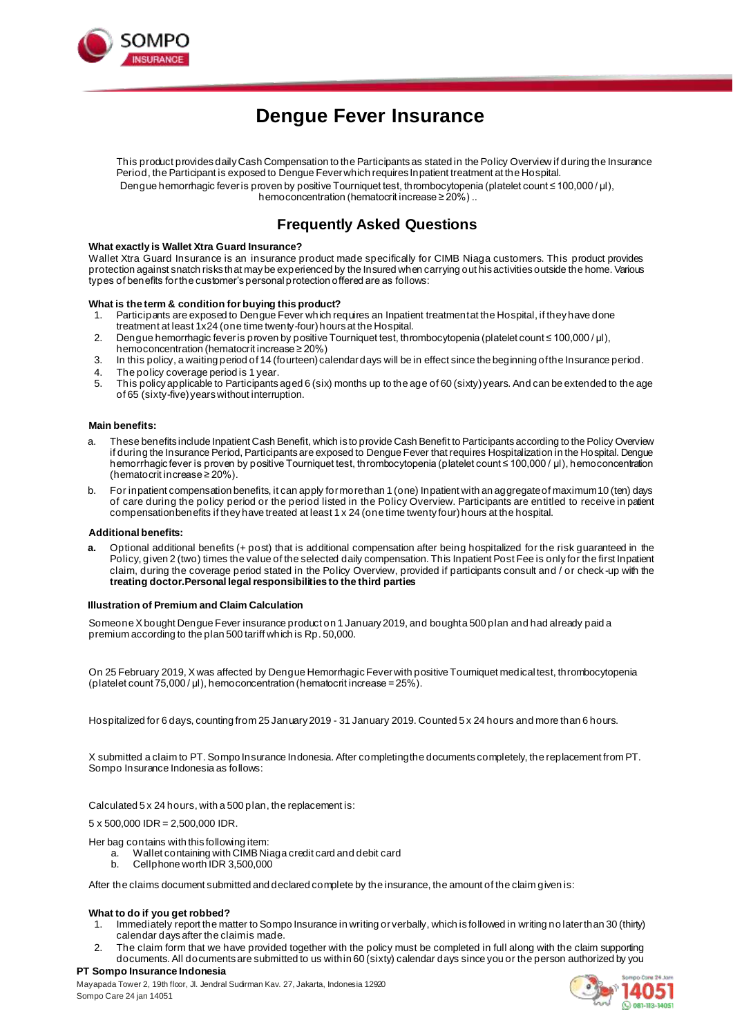# Dengue Fever Insurance

This product provides daily Cash Compensation to the Participants as stated in the Policy Overview if during the Insurance Period, the Participant is exposed to Dengue Fever which requires Inpatient treatment at the Hospital.
Dengue hemorrhagic fever is proven by positive Tourniquet test, thrombocytopenia (platelet count ≤ 100,000 / µl), hemoconcentration (hematocrit increase ≥ 20%) ..

## Frequently Asked Questions

**What exactly is Wallet Xtra Guard Insurance?**
Wallet Xtra Guard Insurance is an insurance product made specifically for CIMB Niaga customers. This product provides protection against snatch risks that may be experienced by the Insured when carrying out his activities outside the home. Various types of benefits for the customer's personal protection offered are as follows:

**What is the term & condition for buying this product?**

1. Participants are exposed to Dengue Fever which requires an Inpatient treatment at the Hospital, if they have done treatment at least 1x24 (one time twenty-four) hours at the Hospital.
2. Dengue hemorrhagic fever is proven by positive Tourniquet test, thrombocytopenia (platelet count ≤ 100,000 / µl), hemoconcentration (hematocrit increase ≥ 20%)
3. In this policy, a waiting period of 14 (fourteen) calendar days will be in effect since the beginning of the Insurance period.
4. The policy coverage period is 1 year.
5. This policy applicable to Participants aged 6 (six) months up to the age of 60 (sixty) years. And can be extended to the age of 65 (sixty-five) years without interruption.

**Main benefits:**

a. These benefits include Inpatient Cash Benefit, which is to provide Cash Benefit to Participants according to the Policy Overview if during the Insurance Period, Participants are exposed to Dengue Fever that requires Hospitalization in the Hospital. Dengue hemorrhagic fever is proven by positive Tourniquet test, thrombocytopenia (platelet count ≤ 100,000 / µl), hemoconcentration (hematocrit increase ≥ 20%).

b. For inpatient compensation benefits, it can apply for more than 1 (one) Inpatient with an aggregate of maximum 10 (ten) days of care during the policy period or the period listed in the Policy Overview. Participants are entitled to receive in patient compensation benefits if they have treated at least 1 x 24 (one time twenty four) hours at the hospital.

**Additional benefits:**

**a.** Optional additional benefits (+ post) that is additional compensation after being hospitalized for the risk guaranteed in the Policy, given 2 (two) times the value of the selected daily compensation. This Inpatient Post Fee is only for the first Inpatient claim, during the coverage period stated in the Policy Overview, provided if participants consult and / or check-up with the **treating doctor.Personal legal responsibilities to the third parties**

**Illustration of Premium and Claim Calculation**

Someone X bought Dengue Fever insurance product on 1 January 2019, and bought a 500 plan and had already paid a premium according to the plan 500 tariff which is Rp. 50,000.

On 25 February 2019, X was affected by Dengue Hemorrhagic Fever with positive Tourniquet medical test, thrombocytopenia (platelet count 75,000 / µl), hemoconcentration (hematocrit increase = 25%).

Hospitalized for 6 days, counting from 25 January 2019 - 31 January 2019. Counted 5 x 24 hours and more than 6 hours.

X submitted a claim to PT. Sompo Insurance Indonesia. After completing the documents completely, the replacement from PT. Sompo Insurance Indonesia as follows:

Calculated 5 x 24 hours, with a 500 plan, the replacement is:

5 x 500,000 IDR = 2,500,000 IDR.

Her bag contains with this following item:

a. Wallet containing with CIMB Niaga credit card and debit card
b. Cellphone worth IDR 3,500,000

After the claims document submitted and declared complete by the insurance, the amount of the claim given is:

**What to do if you get robbed?**

1. Immediately report the matter to Sompo Insurance in writing or verbally, which is followed in writing no later than 30 (thirty) calendar days after the claim is made.
2. The claim form that we have provided together with the policy must be completed in full along with the claim supporting documents. All documents are submitted to us within 60 (sixty) calendar days since you or the person authorized by you

**PT Sompo Insurance Indonesia**
Mayapada Tower 2, 19th floor, Jl. Jendral Sudirman Kav. 27, Jakarta, Indonesia 12920
Sompo Care 24 jan 14051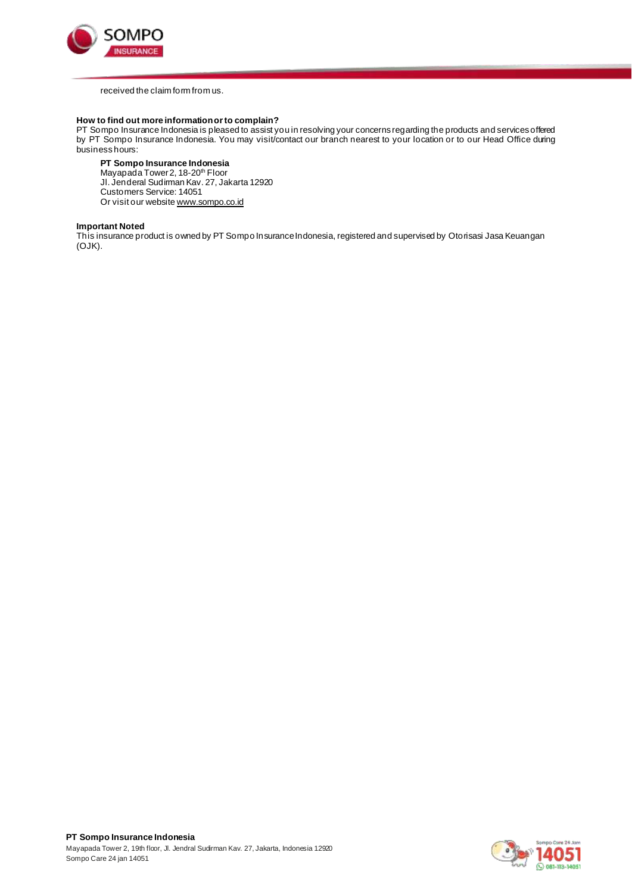received the claim form from us.

**How to find out more information or to complain?**

PT Sompo Insurance Indonesia is pleased to assist you in resolving your concerns regarding the products and services offered by PT Sompo Insurance Indonesia. You may visit/contact our branch nearest to your location or to our Head Office during business hours:

**PT Sompo Insurance Indonesia**
Mayapada Tower 2, 18-20th Floor
Jl. Jenderal Sudirman Kav. 27, Jakarta 12920
Customers Service: 14051
Or visit our website www.sompo.co.id

**Important Noted**

This insurance product is owned by PT Sompo Insurance Indonesia, registered and supervised by Otorisasi Jasa Keuangan (OJK).